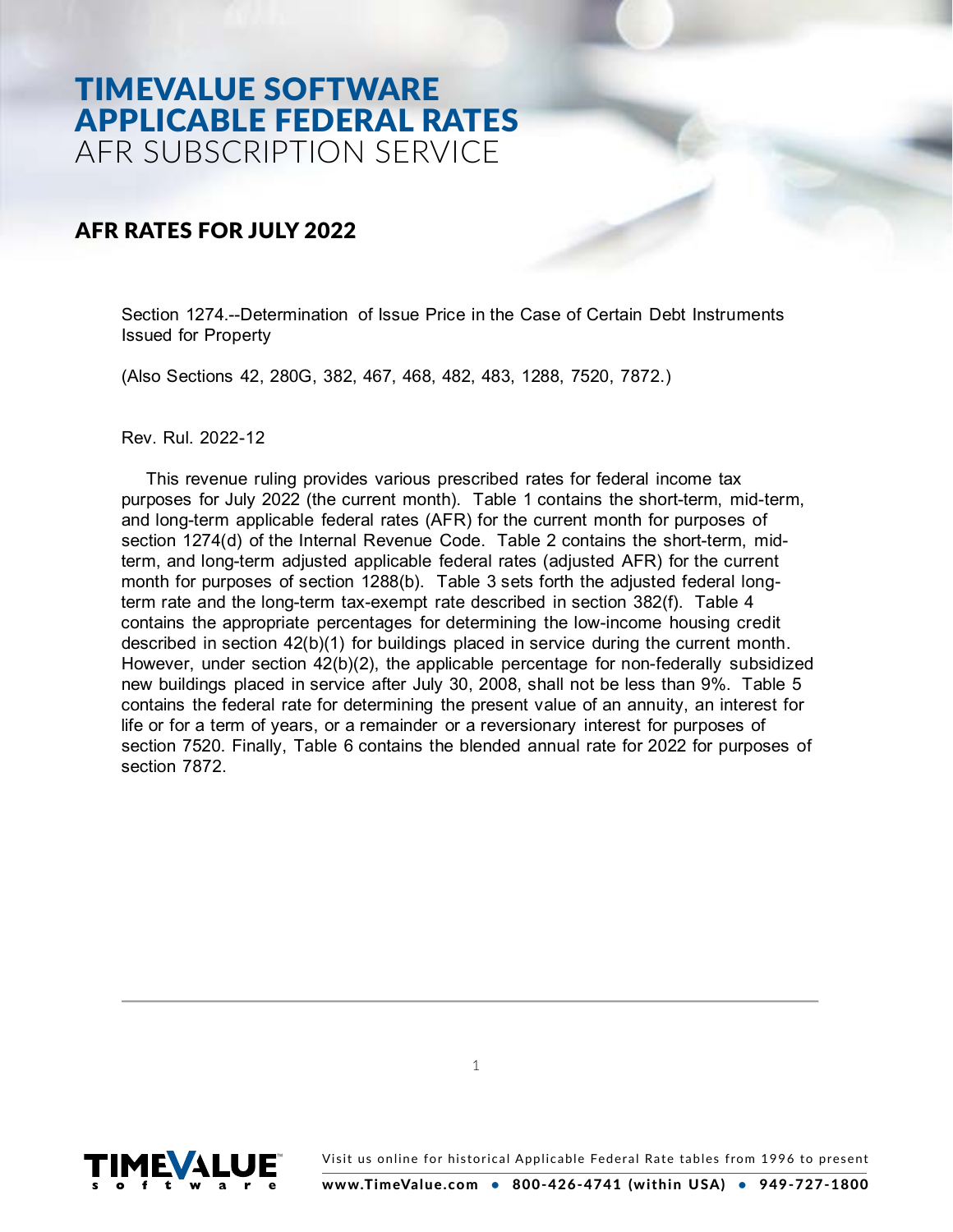# TIMEVALUE SOFTWARE APPLICABLE FEDERAL RATES
AFR SUBSCRIPTION SERVICE

## AFR RATES FOR JULY 2022

Section 1274.--Determination of Issue Price in the Case of Certain Debt Instruments Issued for Property

(Also Sections 42, 280G, 382, 467, 468, 482, 483, 1288, 7520, 7872.)

Rev. Rul. 2022-12

This revenue ruling provides various prescribed rates for federal income tax purposes for July 2022 (the current month). Table 1 contains the short-term, mid-term, and long-term applicable federal rates (AFR) for the current month for purposes of section 1274(d) of the Internal Revenue Code. Table 2 contains the short-term, mid-term, and long-term adjusted applicable federal rates (adjusted AFR) for the current month for purposes of section 1288(b). Table 3 sets forth the adjusted federal long-term rate and the long-term tax-exempt rate described in section 382(f). Table 4 contains the appropriate percentages for determining the low-income housing credit described in section 42(b)(1) for buildings placed in service during the current month. However, under section 42(b)(2), the applicable percentage for non-federally subsidized new buildings placed in service after July 30, 2008, shall not be less than 9%. Table 5 contains the federal rate for determining the present value of an annuity, an interest for life or for a term of years, or a remainder or a reversionary interest for purposes of section 7520. Finally, Table 6 contains the blended annual rate for 2022 for purposes of section 7872.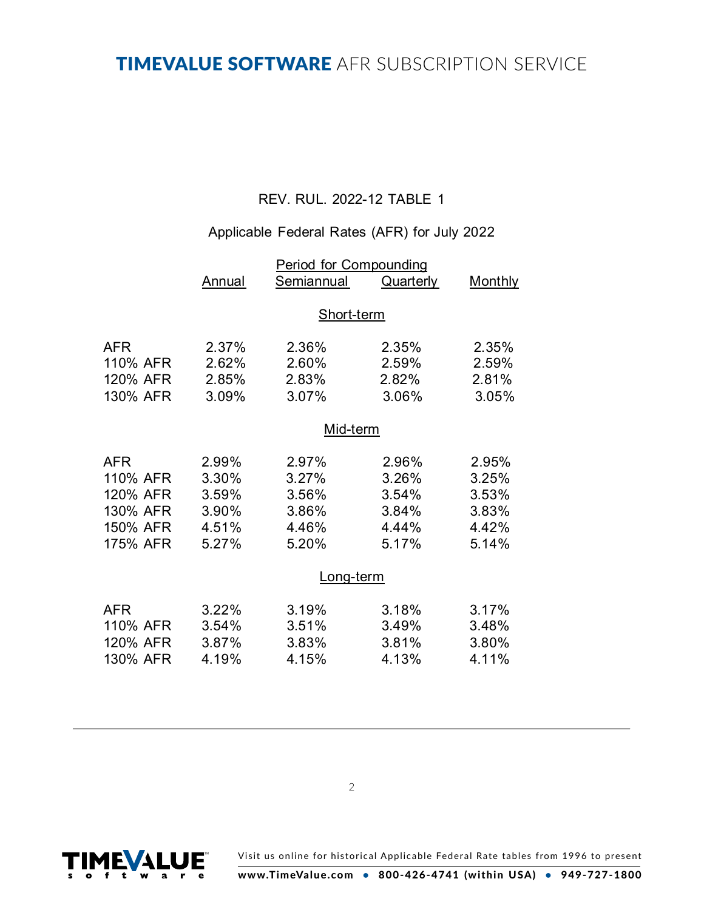REV. RUL. 2022-12 TABLE 1

Applicable Federal Rates (AFR) for July 2022

| | Period for Compounding | | | |
|---|---|---|---|---|
| | Annual | Semiannual | Quarterly | Monthly |
| **Short-term** | | | | |
| AFR | 2.37% | 2.36% | 2.35% | 2.35% |
| 110% AFR | 2.62% | 2.60% | 2.59% | 2.59% |
| 120% AFR | 2.85% | 2.83% | 2.82% | 2.81% |
| 130% AFR | 3.09% | 3.07% | 3.06% | 3.05% |
| **Mid-term** | | | | |
| AFR | 2.99% | 2.97% | 2.96% | 2.95% |
| 110% AFR | 3.30% | 3.27% | 3.26% | 3.25% |
| 120% AFR | 3.59% | 3.56% | 3.54% | 3.53% |
| 130% AFR | 3.90% | 3.86% | 3.84% | 3.83% |
| 150% AFR | 4.51% | 4.46% | 4.44% | 4.42% |
| 175% AFR | 5.27% | 5.20% | 5.17% | 5.14% |
| **Long-term** | | | | |
| AFR | 3.22% | 3.19% | 3.18% | 3.17% |
| 110% AFR | 3.54% | 3.51% | 3.49% | 3.48% |
| 120% AFR | 3.87% | 3.83% | 3.81% | 3.80% |
| 130% AFR | 4.19% | 4.15% | 4.13% | 4.11% |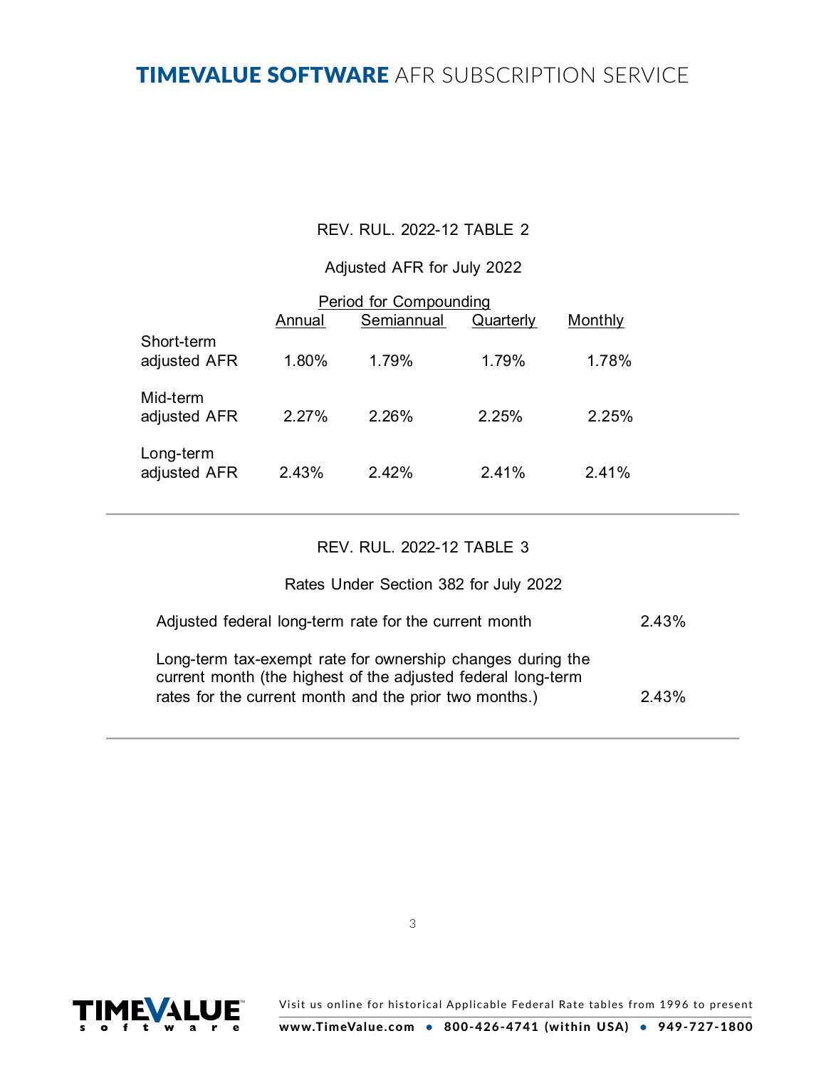REV. RUL. 2022-12 TABLE 2

Adjusted AFR for July 2022

| | Period for Compounding | | | |
|---|---|---|---|---|
| | Annual | Semiannual | Quarterly | Monthly |
| Short-term adjusted AFR | 1.80% | 1.79% | 1.79% | 1.78% |
| Mid-term adjusted AFR | 2.27% | 2.26% | 2.25% | 2.25% |
| Long-term adjusted AFR | 2.43% | 2.42% | 2.41% | 2.41% |

---

REV. RUL. 2022-12 TABLE 3

Rates Under Section 382 for July 2022

| | |
|---|---|
| Adjusted federal long-term rate for the current month | 2.43% |
| Long-term tax-exempt rate for ownership changes during the current month (the highest of the adjusted federal long-term rates for the current month and the prior two months.) | 2.43% |

---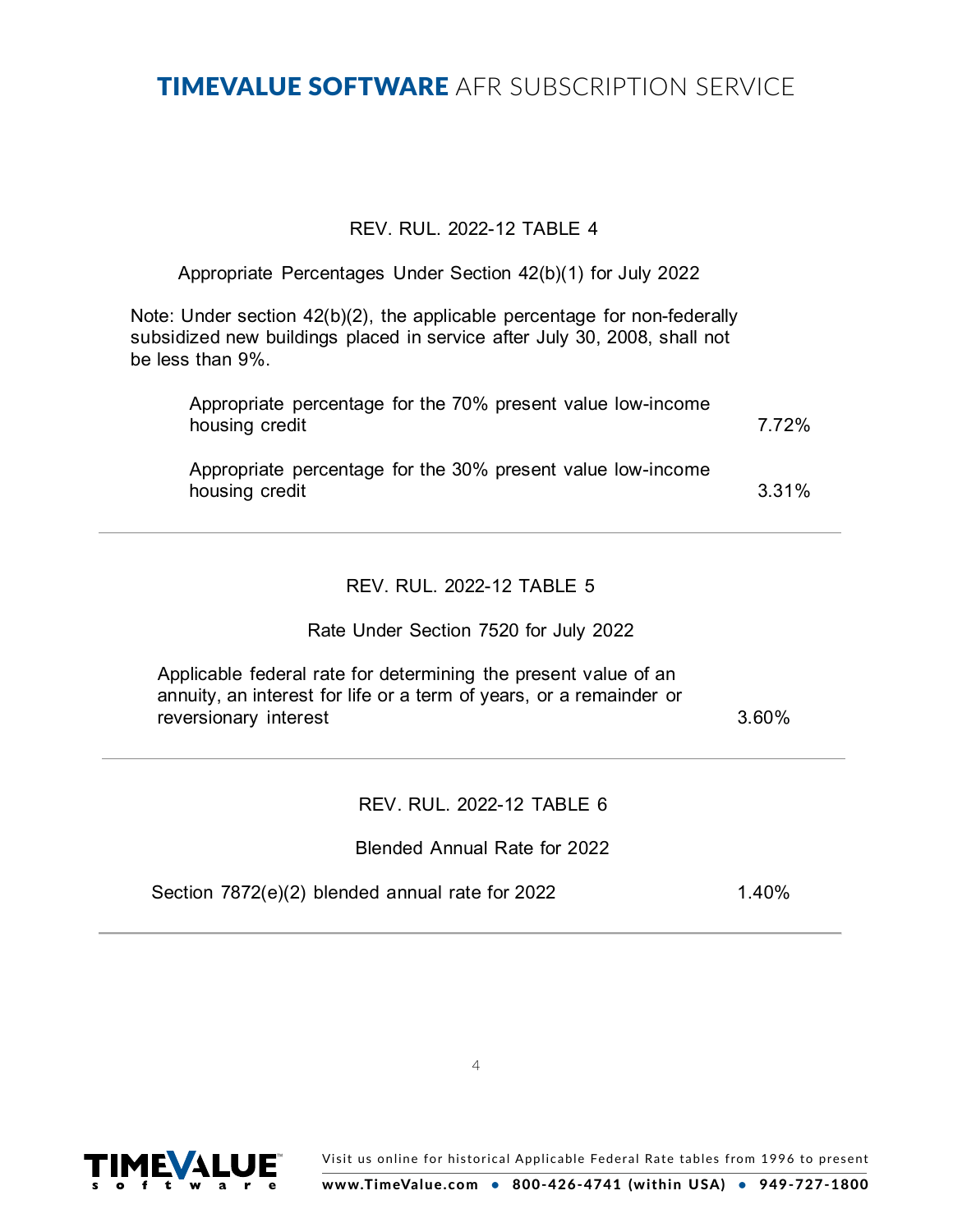## REV. RUL. 2022-12 TABLE 4

Appropriate Percentages Under Section 42(b)(1) for July 2022

Note: Under section 42(b)(2), the applicable percentage for non-federally subsidized new buildings placed in service after July 30, 2008, shall not be less than 9%.

| | |
|---|---|
| Appropriate percentage for the 70% present value low-income housing credit | 7.72% |
| Appropriate percentage for the 30% present value low-income housing credit | 3.31% |

---

## REV. RUL. 2022-12 TABLE 5

Rate Under Section 7520 for July 2022

| | |
|---|---|
| Applicable federal rate for determining the present value of an annuity, an interest for life or a term of years, or a remainder or reversionary interest | 3.60% |

---

## REV. RUL. 2022-12 TABLE 6

Blended Annual Rate for 2022

| | |
|---|---|
| Section 7872(e)(2) blended annual rate for 2022 | 1.40% |

---